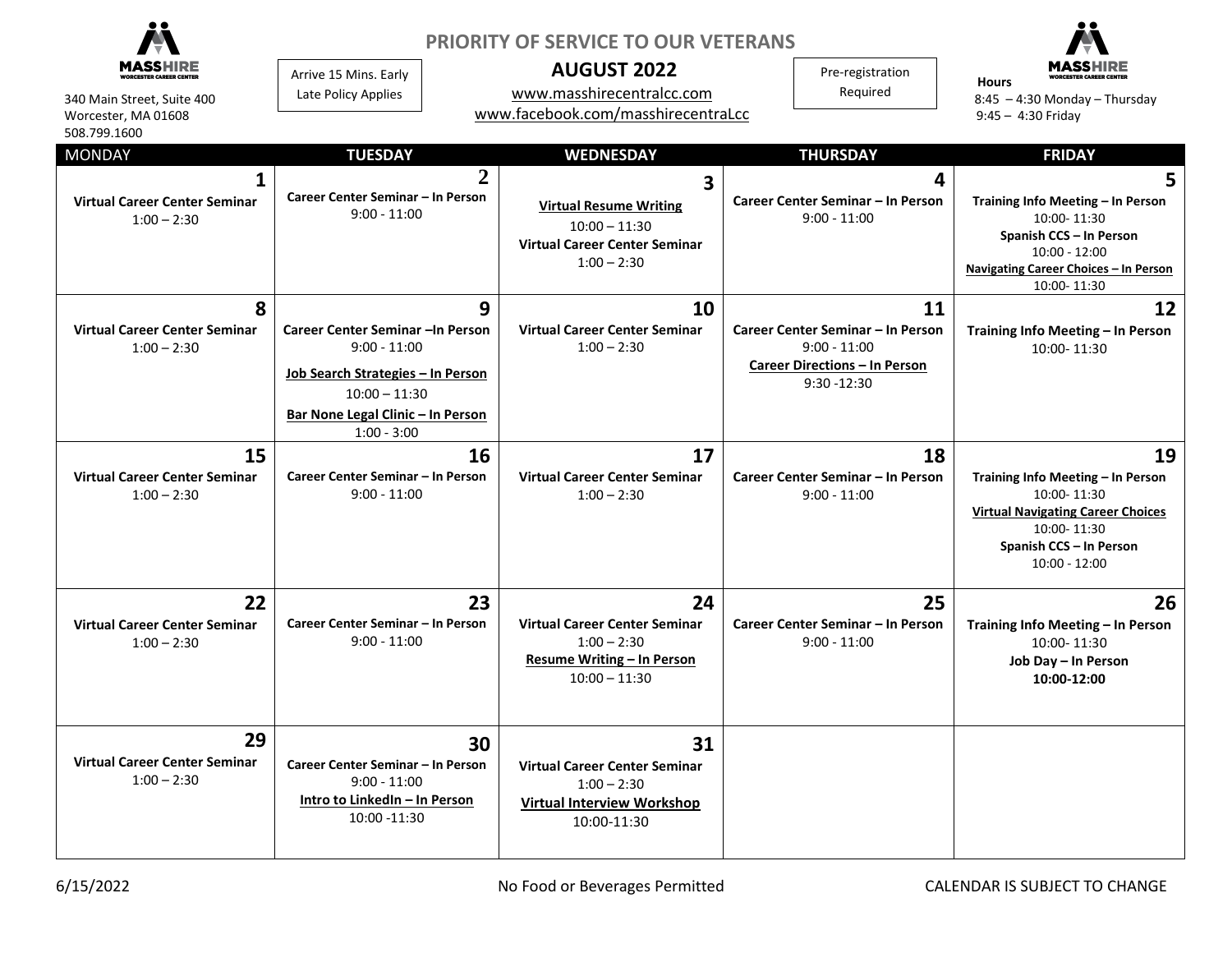MASSHIRE WORCESTER CAREER CENTER

340 Main Street, Suite 400
Worcester, MA 01608
508.799.1600

# PRIORITY OF SERVICE TO OUR VETERANS

## AUGUST 2022

Arrive 15 Mins. Early
Late Policy Applies

www.masshirecentralcc.com
www.facebook.com/masshirecentraLcc

Pre-registration Required

**Hours**
8:45 – 4:30 Monday – Thursday
9:45 – 4:30 Friday

| MONDAY | TUESDAY | WEDNESDAY | THURSDAY | FRIDAY |
|---|---|---|---|---|
| **1**<br>**Virtual Career Center Seminar**<br>1:00 – 2:30 | **2**<br>**Career Center Seminar – In Person**<br>9:00 - 11:00 | **3**<br>**Virtual Resume Writing**<br>10:00 – 11:30<br>**Virtual Career Center Seminar**<br>1:00 – 2:30 | **4**<br>**Career Center Seminar – In Person**<br>9:00 - 11:00 | **5**<br>**Training Info Meeting – In Person**<br>10:00- 11:30<br>**Spanish CCS – In Person**<br>10:00 - 12:00<br>**Navigating Career Choices – In Person**<br>10:00- 11:30 |
| **8**<br>**Virtual Career Center Seminar**<br>1:00 – 2:30 | **9**<br>**Career Center Seminar –In Person**<br>9:00 - 11:00<br>**Job Search Strategies – In Person**<br>10:00 – 11:30<br>**Bar None Legal Clinic – In Person**<br>1:00 - 3:00 | **10**<br>**Virtual Career Center Seminar**<br>1:00 – 2:30 | **11**<br>**Career Center Seminar – In Person**<br>9:00 - 11:00<br>**Career Directions – In Person**<br>9:30 -12:30 | **12**<br>**Training Info Meeting – In Person**<br>10:00- 11:30 |
| **15**<br>**Virtual Career Center Seminar**<br>1:00 – 2:30 | **16**<br>**Career Center Seminar – In Person**<br>9:00 - 11:00 | **17**<br>**Virtual Career Center Seminar**<br>1:00 – 2:30 | **18**<br>**Career Center Seminar – In Person**<br>9:00 - 11:00 | **19**<br>**Training Info Meeting – In Person**<br>10:00- 11:30<br>**Virtual Navigating Career Choices**<br>10:00- 11:30<br>**Spanish CCS – In Person**<br>10:00 - 12:00 |
| **22**<br>**Virtual Career Center Seminar**<br>1:00 – 2:30 | **23**<br>**Career Center Seminar – In Person**<br>9:00 - 11:00 | **24**<br>**Virtual Career Center Seminar**<br>1:00 – 2:30<br>**Resume Writing – In Person**<br>10:00 – 11:30 | **25**<br>**Career Center Seminar – In Person**<br>9:00 - 11:00 | **26**<br>**Training Info Meeting – In Person**<br>10:00- 11:30<br>**Job Day – In Person**<br>**10:00-12:00** |
| **29**<br>**Virtual Career Center Seminar**<br>1:00 – 2:30 | **30**<br>**Career Center Seminar – In Person**<br>9:00 - 11:00<br>**Intro to LinkedIn – In Person**<br>10:00 -11:30 | **31**<br>**Virtual Career Center Seminar**<br>1:00 – 2:30<br>**Virtual Interview Workshop**<br>10:00-11:30 | | |

6/15/2022

No Food or Beverages Permitted

CALENDAR IS SUBJECT TO CHANGE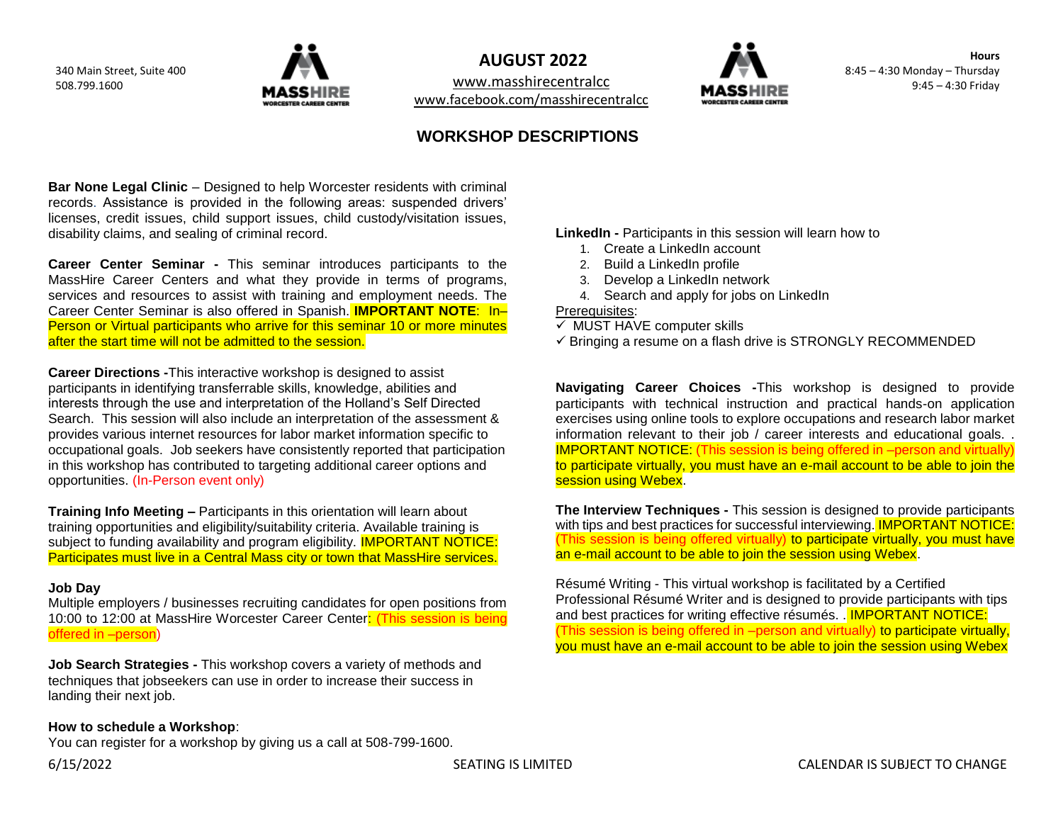340 Main Street, Suite 400
508.799.1600

**AUGUST 2022**

www.masshirecentralcc
www.facebook.com/masshirecentralcc

**Hours**
8:45 – 4:30 Monday – Thursday
9:45 – 4:30 Friday

## WORKSHOP DESCRIPTIONS

**Bar None Legal Clinic** – Designed to help Worcester residents with criminal records. Assistance is provided in the following areas: suspended drivers' licenses, credit issues, child support issues, child custody/visitation issues, disability claims, and sealing of criminal record.

**Career Center Seminar -** This seminar introduces participants to the MassHire Career Centers and what they provide in terms of programs, services and resources to assist with training and employment needs. The Career Center Seminar is also offered in Spanish. **IMPORTANT NOTE**: In–Person or Virtual participants who arrive for this seminar 10 or more minutes after the start time will not be admitted to the session.

**Career Directions -**This interactive workshop is designed to assist participants in identifying transferrable skills, knowledge, abilities and interests through the use and interpretation of the Holland's Self Directed Search. This session will also include an interpretation of the assessment & provides various internet resources for labor market information specific to occupational goals. Job seekers have consistently reported that participation in this workshop has contributed to targeting additional career options and opportunities. (In-Person event only)

**Training Info Meeting –** Participants in this orientation will learn about training opportunities and eligibility/suitability criteria. Available training is subject to funding availability and program eligibility. IMPORTANT NOTICE: Participates must live in a Central Mass city or town that MassHire services.

**Job Day**
Multiple employers / businesses recruiting candidates for open positions from 10:00 to 12:00 at MassHire Worcester Career Center: (This session is being offered in –person)

**Job Search Strategies -** This workshop covers a variety of methods and techniques that jobseekers can use in order to increase their success in landing their next job.

**How to schedule a Workshop**:
You can register for a workshop by giving us a call at 508-799-1600.

**LinkedIn -** Participants in this session will learn how to

1. Create a LinkedIn account
2. Build a LinkedIn profile
3. Develop a LinkedIn network
4. Search and apply for jobs on LinkedIn

Prerequisites:

✓ MUST HAVE computer skills
✓ Bringing a resume on a flash drive is STRONGLY RECOMMENDED

**Navigating Career Choices -**This workshop is designed to provide participants with technical instruction and practical hands-on application exercises using online tools to explore occupations and research labor market information relevant to their job / career interests and educational goals. . IMPORTANT NOTICE: (This session is being offered in –person and virtually) to participate virtually, you must have an e-mail account to be able to join the session using Webex.

**The Interview Techniques -** This session is designed to provide participants with tips and best practices for successful interviewing. IMPORTANT NOTICE: (This session is being offered virtually) to participate virtually, you must have an e-mail account to be able to join the session using Webex.

Résumé Writing - This virtual workshop is facilitated by a Certified Professional Résumé Writer and is designed to provide participants with tips and best practices for writing effective résumés. . IMPORTANT NOTICE: (This session is being offered in –person and virtually) to participate virtually, you must have an e-mail account to be able to join the session using Webex

6/15/2022 SEATING IS LIMITED CALENDAR IS SUBJECT TO CHANGE